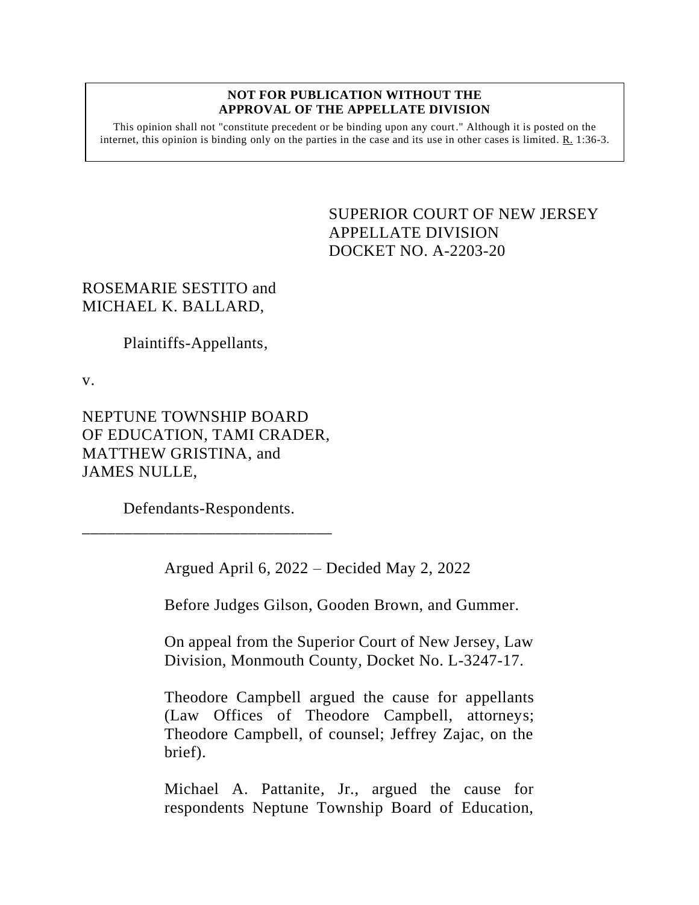**NOT FOR PUBLICATION WITHOUT THE APPROVAL OF THE APPELLATE DIVISION**

This opinion shall not "constitute precedent or be binding upon any court." Although it is posted on the internet, this opinion is binding only on the parties in the case and its use in other cases is limited. R. 1:36-3.

SUPERIOR COURT OF NEW JERSEY
APPELLATE DIVISION
DOCKET NO. A-2203-20

ROSEMARIE SESTITO and
MICHAEL K. BALLARD,

Plaintiffs-Appellants,

v.

NEPTUNE TOWNSHIP BOARD OF EDUCATION, TAMI CRADER, MATTHEW GRISTINA, and JAMES NULLE,

Defendants-Respondents.

\_\_\_\_\_\_\_\_\_\_\_\_\_\_\_\_\_\_\_\_\_\_\_\_\_\_\_\_\_\_

Argued April 6, 2022 – Decided May 2, 2022

Before Judges Gilson, Gooden Brown, and Gummer.

On appeal from the Superior Court of New Jersey, Law Division, Monmouth County, Docket No. L-3247-17.

Theodore Campbell argued the cause for appellants (Law Offices of Theodore Campbell, attorneys; Theodore Campbell, of counsel; Jeffrey Zajac, on the brief).

Michael A. Pattanite, Jr., argued the cause for respondents Neptune Township Board of Education,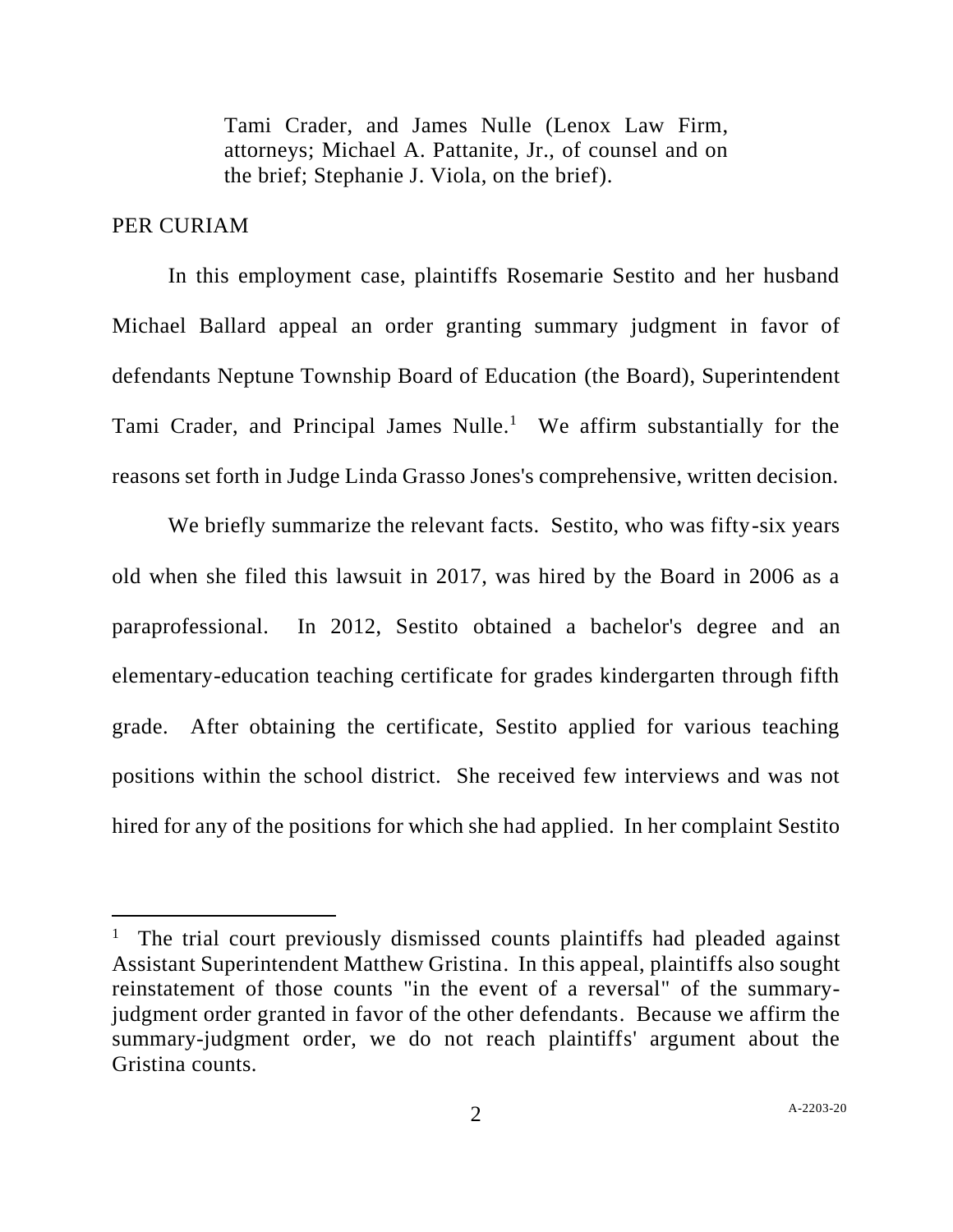Tami Crader, and James Nulle (Lenox Law Firm, attorneys; Michael A. Pattanite, Jr., of counsel and on the brief; Stephanie J. Viola, on the brief).

PER CURIAM

In this employment case, plaintiffs Rosemarie Sestito and her husband Michael Ballard appeal an order granting summary judgment in favor of defendants Neptune Township Board of Education (the Board), Superintendent Tami Crader, and Principal James Nulle.[1] We affirm substantially for the reasons set forth in Judge Linda Grasso Jones's comprehensive, written decision.

We briefly summarize the relevant facts. Sestito, who was fifty-six years old when she filed this lawsuit in 2017, was hired by the Board in 2006 as a paraprofessional. In 2012, Sestito obtained a bachelor's degree and an elementary-education teaching certificate for grades kindergarten through fifth grade. After obtaining the certificate, Sestito applied for various teaching positions within the school district. She received few interviews and was not hired for any of the positions for which she had applied. In her complaint Sestito

---

[1] The trial court previously dismissed counts plaintiffs had pleaded against Assistant Superintendent Matthew Gristina. In this appeal, plaintiffs also sought reinstatement of those counts "in the event of a reversal" of the summary-judgment order granted in favor of the other defendants. Because we affirm the summary-judgment order, we do not reach plaintiffs' argument about the Gristina counts.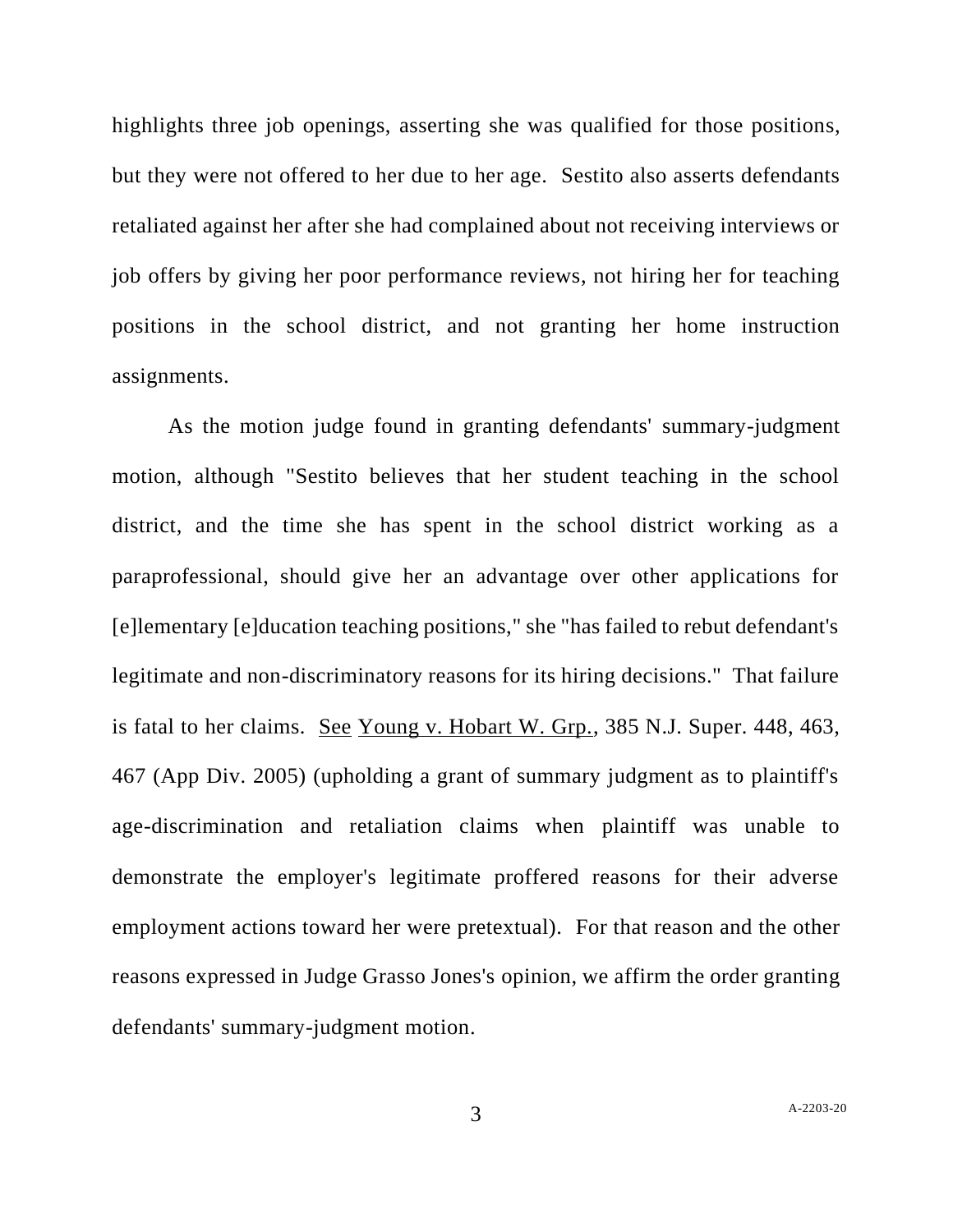highlights three job openings, asserting she was qualified for those positions, but they were not offered to her due to her age. Sestito also asserts defendants retaliated against her after she had complained about not receiving interviews or job offers by giving her poor performance reviews, not hiring her for teaching positions in the school district, and not granting her home instruction assignments.

As the motion judge found in granting defendants' summary-judgment motion, although "Sestito believes that her student teaching in the school district, and the time she has spent in the school district working as a paraprofessional, should give her an advantage over other applications for [e]lementary [e]ducation teaching positions," she "has failed to rebut defendant's legitimate and non-discriminatory reasons for its hiring decisions." That failure is fatal to her claims. See Young v. Hobart W. Grp., 385 N.J. Super. 448, 463, 467 (App Div. 2005) (upholding a grant of summary judgment as to plaintiff's age-discrimination and retaliation claims when plaintiff was unable to demonstrate the employer's legitimate proffered reasons for their adverse employment actions toward her were pretextual). For that reason and the other reasons expressed in Judge Grasso Jones's opinion, we affirm the order granting defendants' summary-judgment motion.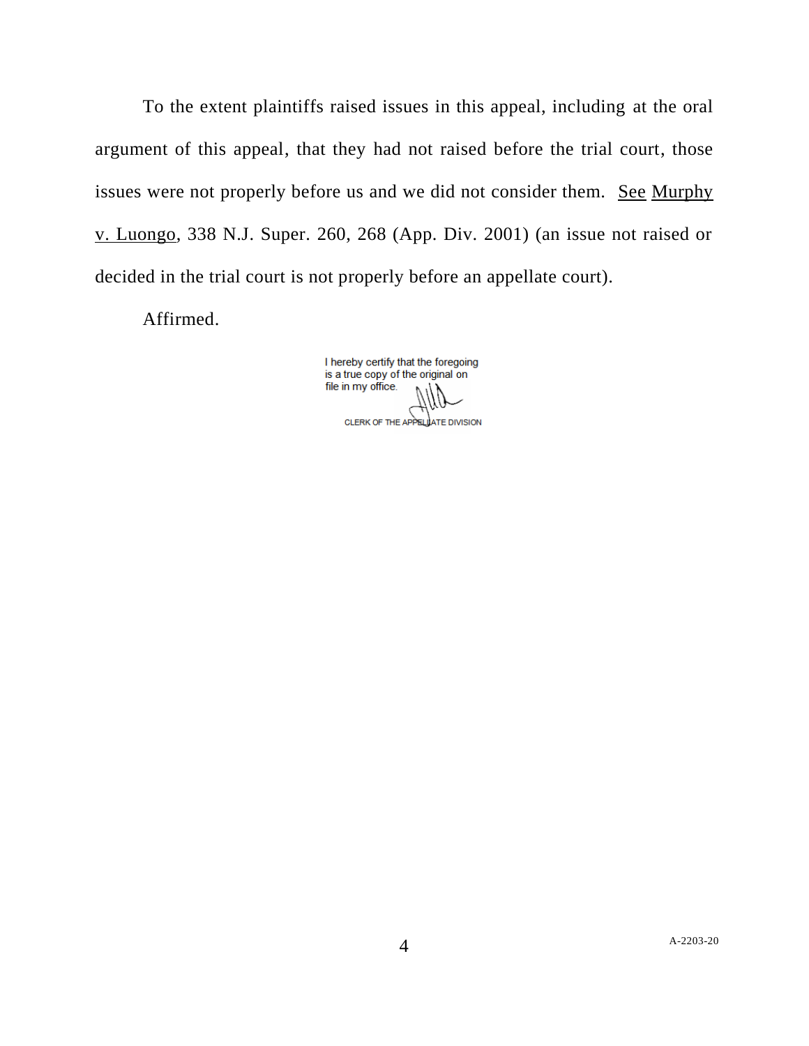To the extent plaintiffs raised issues in this appeal, including at the oral argument of this appeal, that they had not raised before the trial court, those issues were not properly before us and we did not consider them. See Murphy v. Luongo, 338 N.J. Super. 260, 268 (App. Div. 2001) (an issue not raised or decided in the trial court is not properly before an appellate court).

Affirmed.

I hereby certify that the foregoing is a true copy of the original on file in my office.

CLERK OF THE APPELLATE DIVISION